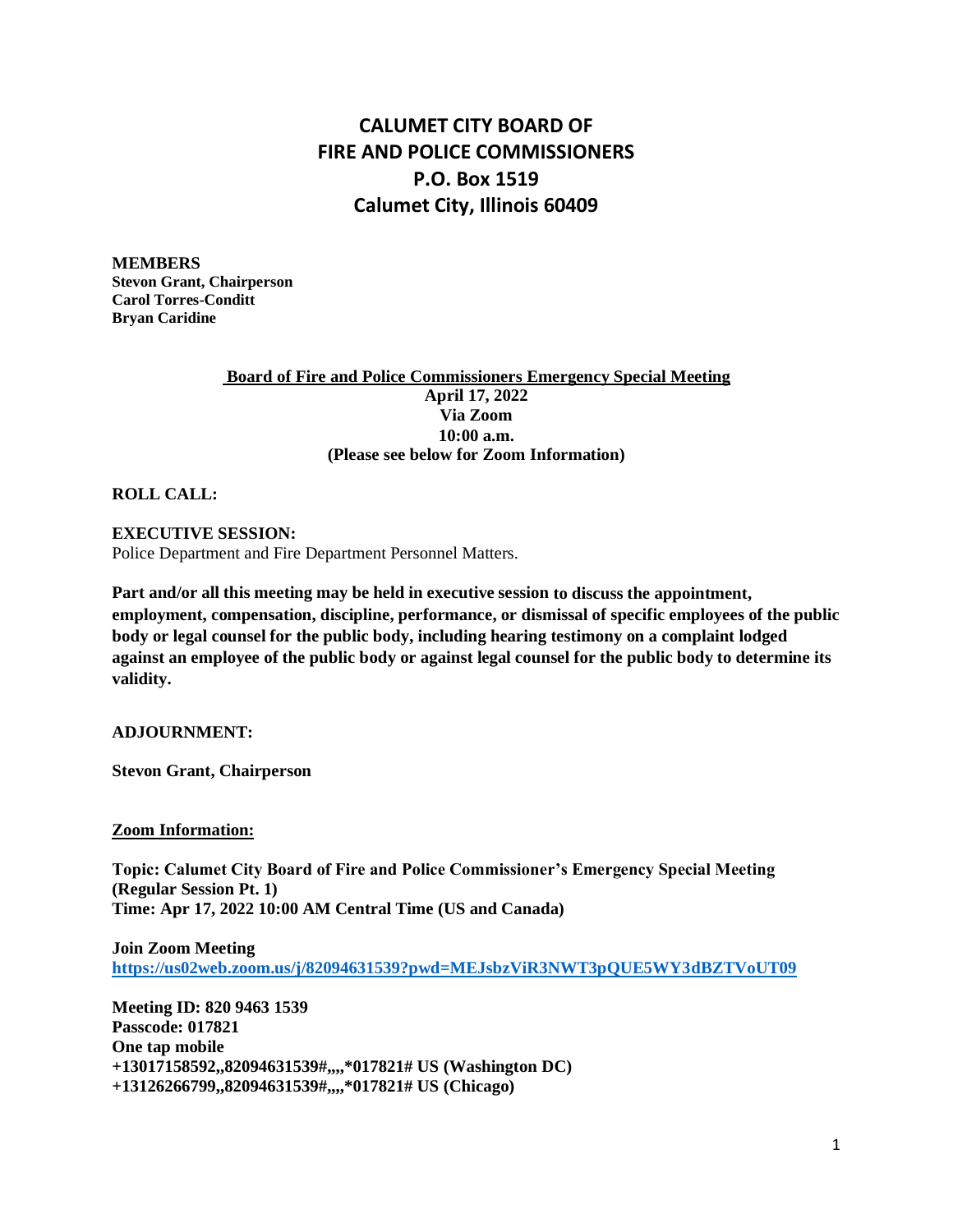# CALUMET CITY BOARD OF FIRE AND POLICE COMMISSIONERS
## P.O. Box 1519
## Calumet City, Illinois 60409

**MEMBERS**
**Stevon Grant, Chairperson**
**Carol Torres-Conditt**
**Bryan Caridine**

**Board of Fire and Police Commissioners Emergency Special Meeting**
**April 17, 2022**
**Via Zoom**
**10:00 a.m.**
**(Please see below for Zoom Information)**

**ROLL CALL:**

**EXECUTIVE SESSION:**
Police Department and Fire Department Personnel Matters.

**Part and/or all this meeting may be held in executive session to discuss the appointment, employment, compensation, discipline, performance, or dismissal of specific employees of the public body or legal counsel for the public body, including hearing testimony on a complaint lodged against an employee of the public body or against legal counsel for the public body to determine its validity.**

**ADJOURNMENT:**

**Stevon Grant, Chairperson**

**Zoom Information:**

**Topic: Calumet City Board of Fire and Police Commissioner's Emergency Special Meeting (Regular Session Pt. 1)**
**Time: Apr 17, 2022 10:00 AM Central Time (US and Canada)**

**Join Zoom Meeting**
https://us02web.zoom.us/j/82094631539?pwd=MEJsbzViR3NWT3pQUE5WY3dBZTVoUT09

**Meeting ID: 820 9463 1539**
**Passcode: 017821**
**One tap mobile**
**+13017158592,,82094631539#,,,,*017821# US (Washington DC)**
**+13126266799,,82094631539#,,,,*017821# US (Chicago)**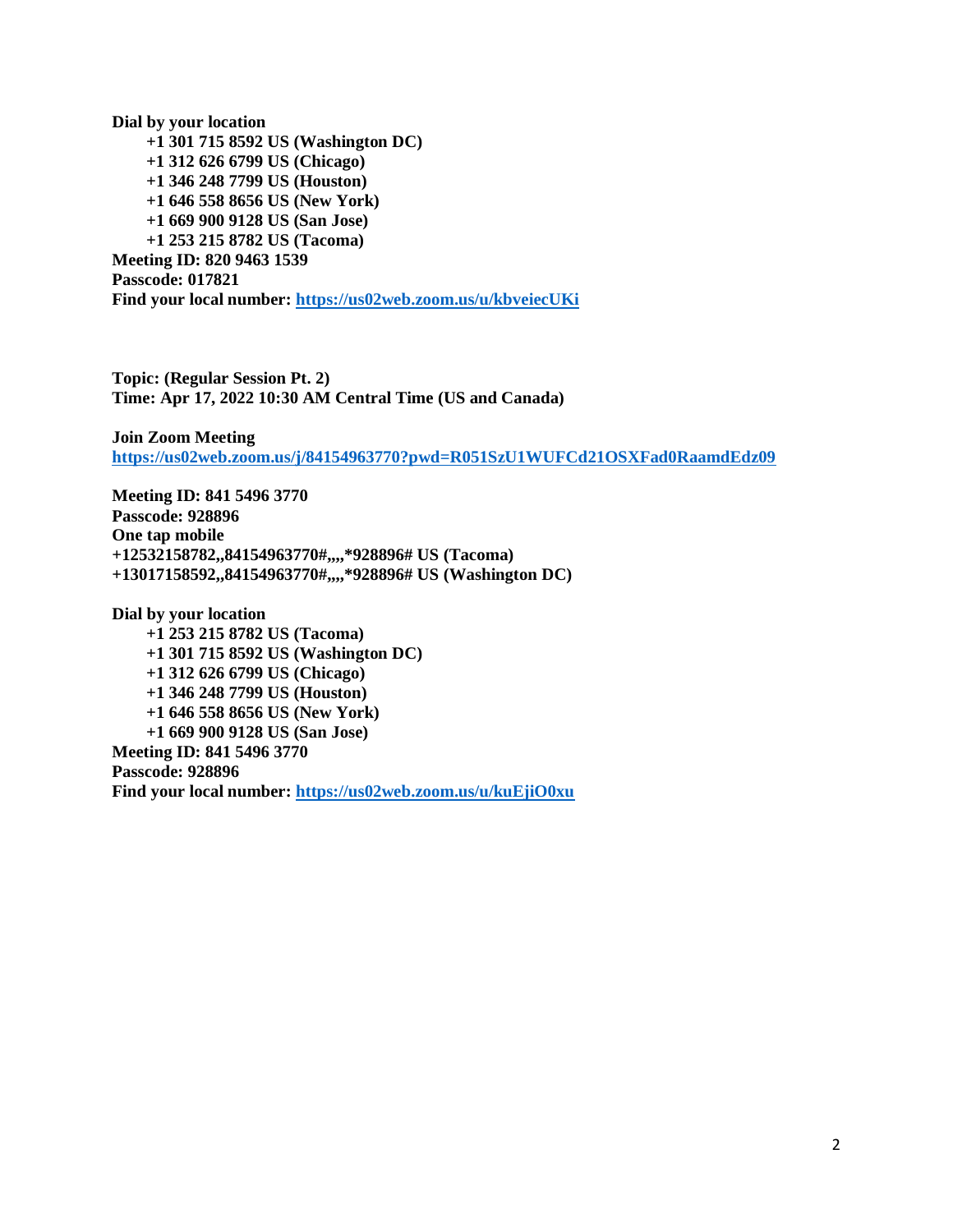**Dial by your location**

**+1 301 715 8592 US (Washington DC)**
**+1 312 626 6799 US (Chicago)**
**+1 346 248 7799 US (Houston)**
**+1 646 558 8656 US (New York)**
**+1 669 900 9128 US (San Jose)**
**+1 253 215 8782 US (Tacoma)**

**Meeting ID: 820 9463 1539**
**Passcode: 017821**
**Find your local number: [https://us02web.zoom.us/u/kbveiecUKi](https://us02web.zoom.us/u/kbveiecUKi)**

**Topic: (Regular Session Pt. 2)**
**Time: Apr 17, 2022 10:30 AM Central Time (US and Canada)**

**Join Zoom Meeting**
**[https://us02web.zoom.us/j/84154963770?pwd=R051SzU1WUFCd21OSXFad0RaamdEdz09](https://us02web.zoom.us/j/84154963770?pwd=R051SzU1WUFCd21OSXFad0RaamdEdz09)**

**Meeting ID: 841 5496 3770**
**Passcode: 928896**
**One tap mobile**
**+12532158782,,84154963770#,,,,*928896# US (Tacoma)**
**+13017158592,,84154963770#,,,,*928896# US (Washington DC)**

**Dial by your location**

**+1 253 215 8782 US (Tacoma)**
**+1 301 715 8592 US (Washington DC)**
**+1 312 626 6799 US (Chicago)**
**+1 346 248 7799 US (Houston)**
**+1 646 558 8656 US (New York)**
**+1 669 900 9128 US (San Jose)**

**Meeting ID: 841 5496 3770**
**Passcode: 928896**
**Find your local number: [https://us02web.zoom.us/u/kuEjiO0xu](https://us02web.zoom.us/u/kuEjiO0xu)**